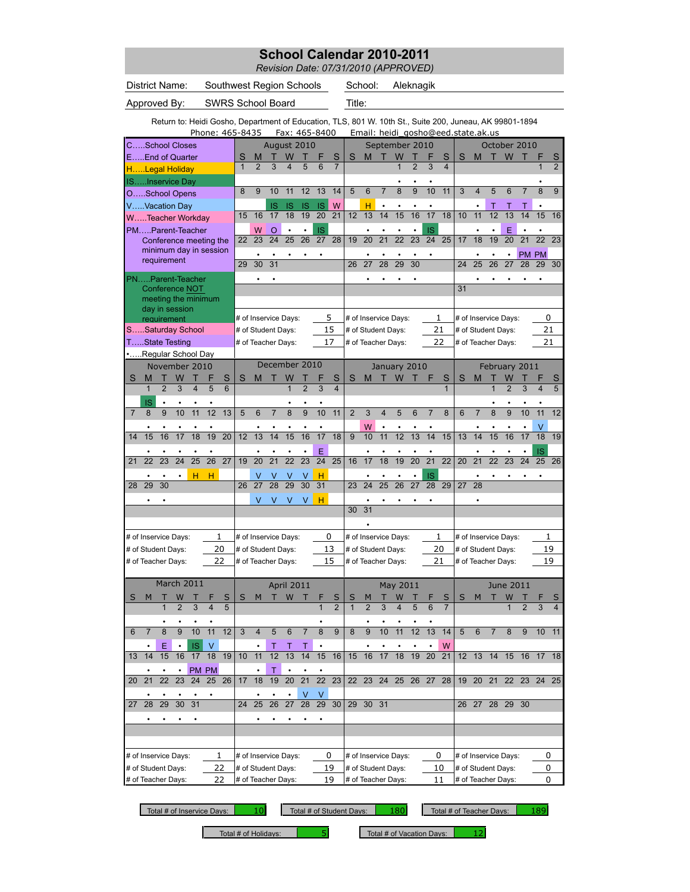# School Calendar 2010-2011

*Revision Date: 07/31/2010 (APPROVED)*

| | | | |
|---|---|---|---|
| District Name: | Southwest Region Schools | School: | Aleknagik |
| Approved By: | SWRS School Board | Title: | |

Return to: Heidi Gosho, Department of Education, TLS, 801 W. 10th St., Suite 200, Juneau, AK 99801-1894
Phone: 465-8435 Fax: 465-8400 Email: heidi_gosho@eed.state.ak.us

**Legend**

- C.....School Closes
- E.....End of Quarter
- H.....Legal Holiday
- IS.....Inservice Day
- O.....School Opens
- V.....Vacation Day
- W.....Teacher Workday
- PM.....Parent-Teacher Conference meeting the minimum day in session requirement
- PN.....Parent-Teacher Conference NOT meeting the minimum day in session requirement
- S.....Saturday School
- T.....State Testing
- •.....Regular School Day

## August 2010

| S | M | T | W | T | F | S |
|---|---|---|---|---|---|---|
| 1 | 2 | 3 | 4 | 5 | 6 | 7 |
| | | | | | | |
| 8 | 9 | 10 | 11 | 12 | 13 | 14 |
| | | IS | IS | IS | IS | W |
| 15 | 16 | 17 | 18 | 19 | 20 | 21 |
| | W | O | • | • | IS | |
| 22 | 23 | 24 | 25 | 26 | 27 | 28 |
| | • | • | • | • | • | |
| 29 | 30 | 31 | | | | |
| | • | • | | | | |

# of Inservice Days: 5
# of Student Days: 15
# of Teacher Days: 17

## September 2010

| S | M | T | W | T | F | S |
|---|---|---|---|---|---|---|
| | | | 1 | 2 | 3 | 4 |
| | | | • | • | • | |
| 5 | 6 | 7 | 8 | 9 | 10 | 11 |
| | H | • | • | • | • | |
| 12 | 13 | 14 | 15 | 16 | 17 | 18 |
| | • | • | • | • | IS | |
| 19 | 20 | 21 | 22 | 23 | 24 | 25 |
| | • | • | • | • | • | |
| 26 | 27 | 28 | 29 | 30 | | |
| | • | • | • | • | | |

# of Inservice Days: 1
# of Student Days: 21
# of Teacher Days: 22

## October 2010

| S | M | T | W | T | F | S |
|---|---|---|---|---|---|---|
| | | | | | 1 | 2 |
| | | | | | • | |
| 3 | 4 | 5 | 6 | 7 | 8 | 9 |
| | • | T | T | T | • | |
| 10 | 11 | 12 | 13 | 14 | 15 | 16 |
| | • | • | E | • | • | |
| 17 | 18 | 19 | 20 | 21 | 22 | 23 |
| | • | • | • | PM | PM | |
| 24 | 25 | 26 | 27 | 28 | 29 | 30 |
| | • | • | • | • | • | |
| 31 | | | | | | |

# of Inservice Days: 0
# of Student Days: 21
# of Teacher Days: 21

## November 2010

| S | M | T | W | T | F | S |
|---|---|---|---|---|---|---|
| | 1 | 2 | 3 | 4 | 5 | 6 |
| | IS | • | • | • | • | |
| 7 | 8 | 9 | 10 | 11 | 12 | 13 |
| | • | • | • | • | • | |
| 14 | 15 | 16 | 17 | 18 | 19 | 20 |
| | • | • | • | • | • | |
| 21 | 22 | 23 | 24 | 25 | 26 | 27 |
| | • | • | • | H | H | |
| 28 | 29 | 30 | | | | |
| | • | • | | | | |

# of Inservice Days: 1
# of Student Days: 20
# of Teacher Days: 22

## December 2010

| S | M | T | W | T | F | S |
|---|---|---|---|---|---|---|
| | | | 1 | 2 | 3 | 4 |
| | | | • | • | • | |
| 5 | 6 | 7 | 8 | 9 | 10 | 11 |
| | • | • | • | • | • | |
| 12 | 13 | 14 | 15 | 16 | 17 | 18 |
| | • | • | • | • | E | |
| 19 | 20 | 21 | 22 | 23 | 24 | 25 |
| | V | V | V | V | H | |
| 26 | 27 | 28 | 29 | 30 | 31 | |
| | V | V | V | V | H | |

# of Inservice Days: 0
# of Student Days: 13
# of Teacher Days: 15

## January 2010

| S | M | T | W | T | F | S |
|---|---|---|---|---|---|---|
| | | | | | | 1 |
| | | | | | | |
| 2 | 3 | 4 | 5 | 6 | 7 | 8 |
| | W | • | • | • | • | |
| 9 | 10 | 11 | 12 | 13 | 14 | 15 |
| | • | • | • | • | • | |
| 16 | 17 | 18 | 19 | 20 | 21 | 22 |
| | • | • | • | • | IS | |
| 23 | 24 | 25 | 26 | 27 | 28 | 29 |
| | • | • | • | • | • | |
| 30 | 31 | | | | | |
| | • | | | | | |

# of Inservice Days: 1
# of Student Days: 20
# of Teacher Days: 21

## February 2011

| S | M | T | W | T | F | S |
|---|---|---|---|---|---|---|
| | | 1 | 2 | 3 | 4 | 5 |
| | | • | • | • | • | |
| 6 | 7 | 8 | 9 | 10 | 11 | 12 |
| | • | • | • | • | V | |
| 13 | 14 | 15 | 16 | 17 | 18 | 19 |
| | • | • | • | • | IS | |
| 20 | 21 | 22 | 23 | 24 | 25 | 26 |
| | • | • | • | • | • | |
| 27 | 28 | | | | | |
| | • | | | | | |

# of Inservice Days: 1
# of Student Days: 19
# of Teacher Days: 19

## March 2011

| S | M | T | W | T | F | S |
|---|---|---|---|---|---|---|
| | | 1 | 2 | 3 | 4 | 5 |
| | | • | • | • | • | |
| 6 | 7 | 8 | 9 | 10 | 11 | 12 |
| | • | E | • | IS | V | |
| 13 | 14 | 15 | 16 | 17 | 18 | 19 |
| | • | • | • | PM | PM | |
| 20 | 21 | 22 | 23 | 24 | 25 | 26 |
| | • | • | • | • | • | |
| 27 | 28 | 29 | 30 | 31 | | |
| | • | • | • | • | | |

# of Inservice Days: 1
# of Student Days: 22
# of Teacher Days: 22

## April 2011

| S | M | T | W | T | F | S |
|---|---|---|---|---|---|---|
| | | | | | 1 | 2 |
| | | | | | • | |
| 3 | 4 | 5 | 6 | 7 | 8 | 9 |
| | • | T | T | T | • | |
| 10 | 11 | 12 | 13 | 14 | 15 | 16 |
| | • | T | • | • | • | |
| 17 | 18 | 19 | 20 | 21 | 22 | 23 |
| | • | • | • | V | V | |
| 24 | 25 | 26 | 27 | 28 | 29 | 30 |
| | • | • | • | • | • | |

# of Inservice Days: 0
# of Student Days: 19
# of Teacher Days: 19

## May 2011

| S | M | T | W | T | F | S |
|---|---|---|---|---|---|---|
| 1 | 2 | 3 | 4 | 5 | 6 | 7 |
| | • | • | • | • | • | |
| 8 | 9 | 10 | 11 | 12 | 13 | 14 |
| | • | • | • | • | • | W |
| 15 | 16 | 17 | 18 | 19 | 20 | 21 |
| | | | | | | |
| 22 | 23 | 24 | 25 | 26 | 27 | 28 |
| | | | | | | |
| 29 | 30 | 31 | | | | |

# of Inservice Days: 0
# of Student Days: 10
# of Teacher Days: 11

## June 2011

| S | M | T | W | T | F | S |
|---|---|---|---|---|---|---|
| | | | 1 | 2 | 3 | 4 |
| 5 | 6 | 7 | 8 | 9 | 10 | 11 |
| 12 | 13 | 14 | 15 | 16 | 17 | 18 |
| 19 | 20 | 21 | 22 | 23 | 24 | 25 |
| 26 | 27 | 28 | 29 | 30 | | |

# of Inservice Days: 0
# of Student Days: 0
# of Teacher Days: 0

## Totals

| Total # of Inservice Days: | 10 |
|---|---|
| Total # of Student Days: | 180 |
| Total # of Teacher Days: | 189 |
| Total # of Holidays: | 5 |
| Total # of Vacation Days: | 12 |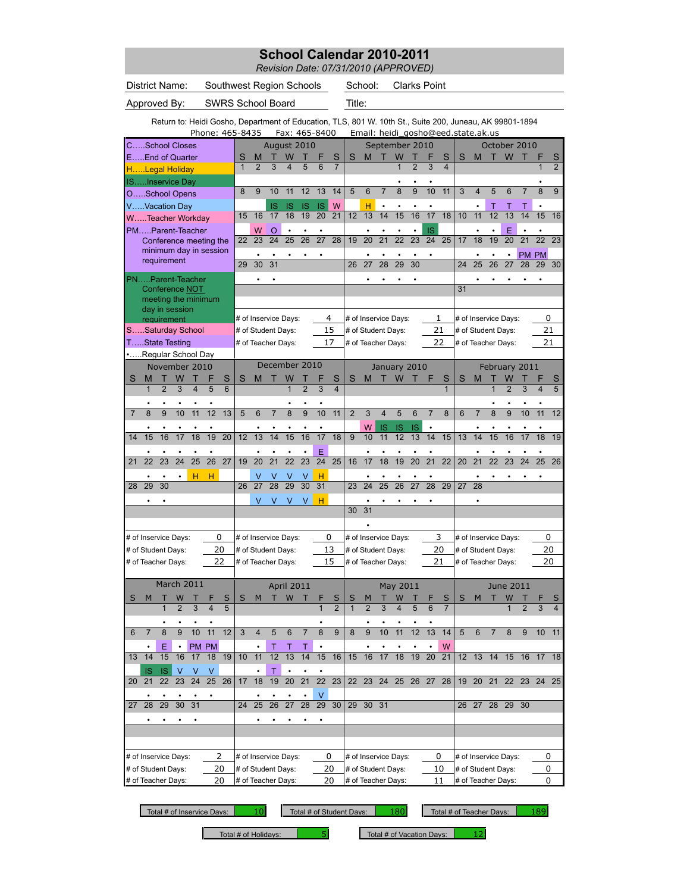# School Calendar 2010-2011

*Revision Date: 07/31/2010 (APPROVED)*

District Name: Southwest Region Schools &nbsp;&nbsp; School: Clarks Point

Approved By: SWRS School Board &nbsp;&nbsp; Title:

Return to: Heidi Gosho, Department of Education, TLS, 801 W. 10th St., Suite 200, Juneau, AK 99801-1894
Phone: 465-8435 &nbsp;&nbsp; Fax: 465-8400 &nbsp;&nbsp; Email: heidi_gosho@eed.state.ak.us

**Legend**

- C.....School Closes
- E.....End of Quarter
- H.....Legal Holiday
- IS.....Inservice Day
- O.....School Opens
- V.....Vacation Day
- W.....Teacher Workday
- PM.....Parent-Teacher Conference meeting the minimum day in session requirement
- PN.....Parent-Teacher Conference NOT meeting the minimum day in session requirement
- S.....Saturday School
- T.....State Testing
- •.....Regular School Day

## August 2010

| S | M | T | W | T | F | S |
|---|---|---|---|---|---|---|
| 1 | 2 | 3 | 4 | 5 | 6 | 7 |
| | | | | | | |
| 8 | 9 | 10 | 11 | 12 | 13 | 14 |
| | | IS | IS | IS | IS | W |
| 15 | 16 | 17 | 18 | 19 | 20 | 21 |
| | W | O | • | • | • | |
| 22 | 23 | 24 | 25 | 26 | 27 | 28 |
| | • | • | • | • | • | |
| 29 | 30 | 31 | | | | |
| | • | • | | | | |

# of Inservice Days: 4
# of Student Days: 15
# of Teacher Days: 17

## September 2010

| S | M | T | W | T | F | S |
|---|---|---|---|---|---|---|
| | | | 1 | 2 | 3 | 4 |
| | | | • | • | • | |
| 5 | 6 | 7 | 8 | 9 | 10 | 11 |
| | H | • | • | • | • | |
| 12 | 13 | 14 | 15 | 16 | 17 | 18 |
| | • | • | • | • | IS | |
| 19 | 20 | 21 | 22 | 23 | 24 | 25 |
| | • | • | • | • | • | |
| 26 | 27 | 28 | 29 | 30 | | |
| | • | • | • | • | | |

# of Inservice Days: 1
# of Student Days: 21
# of Teacher Days: 22

## October 2010

| S | M | T | W | T | F | S |
|---|---|---|---|---|---|---|
| | | | | | 1 | 2 |
| | | | | | • | |
| 3 | 4 | 5 | 6 | 7 | 8 | 9 |
| | • | T | T | T | • | |
| 10 | 11 | 12 | 13 | 14 | 15 | 16 |
| | • | • | E | • | • | |
| 17 | 18 | 19 | 20 | 21 | 22 | 23 |
| | • | • | • | PM | PM | |
| 24 | 25 | 26 | 27 | 28 | 29 | 30 |
| | • | • | • | • | • | |
| 31 | | | | | | |

# of Inservice Days: 0
# of Student Days: 21
# of Teacher Days: 21

## November 2010

| S | M | T | W | T | F | S |
|---|---|---|---|---|---|---|
| | 1 | 2 | 3 | 4 | 5 | 6 |
| | • | • | • | • | • | |
| 7 | 8 | 9 | 10 | 11 | 12 | 13 |
| | • | • | • | • | • | |
| 14 | 15 | 16 | 17 | 18 | 19 | 20 |
| | • | • | • | • | • | |
| 21 | 22 | 23 | 24 | 25 | 26 | 27 |
| | • | • | • | H | H | |
| 28 | 29 | 30 | | | | |
| | • | • | | | | |

# of Inservice Days: 0
# of Student Days: 20
# of Teacher Days: 22

## December 2010

| S | M | T | W | T | F | S |
|---|---|---|---|---|---|---|
| | | | 1 | 2 | 3 | 4 |
| | | | • | • | • | |
| 5 | 6 | 7 | 8 | 9 | 10 | 11 |
| | • | • | • | • | • | |
| 12 | 13 | 14 | 15 | 16 | 17 | 18 |
| | • | • | • | • | E | |
| 19 | 20 | 21 | 22 | 23 | 24 | 25 |
| | V | V | V | V | H | |
| 26 | 27 | 28 | 29 | 30 | 31 | |
| | V | V | V | V | H | |

# of Inservice Days: 0
# of Student Days: 13
# of Teacher Days: 15

## January 2010

| S | M | T | W | T | F | S |
|---|---|---|---|---|---|---|
| | | | | | | 1 |
| | | | | | | |
| 2 | 3 | 4 | 5 | 6 | 7 | 8 |
| | W | IS | IS | IS | • | |
| 9 | 10 | 11 | 12 | 13 | 14 | 15 |
| | • | • | • | • | • | |
| 16 | 17 | 18 | 19 | 20 | 21 | 22 |
| | • | • | • | • | • | |
| 23 | 24 | 25 | 26 | 27 | 28 | 29 |
| | • | • | • | • | • | |
| 30 | 31 | | | | | |
| | • | | | | | |

# of Inservice Days: 3
# of Student Days: 20
# of Teacher Days: 21

## February 2011

| S | M | T | W | T | F | S |
|---|---|---|---|---|---|---|
| | | 1 | 2 | 3 | 4 | 5 |
| | | • | • | • | • | |
| 6 | 7 | 8 | 9 | 10 | 11 | 12 |
| | • | • | • | • | • | |
| 13 | 14 | 15 | 16 | 17 | 18 | 19 |
| | • | • | • | • | • | |
| 20 | 21 | 22 | 23 | 24 | 25 | 26 |
| | • | • | • | • | • | |
| 27 | 28 | | | | | |
| | • | | | | | |

# of Inservice Days: 0
# of Student Days: 20
# of Teacher Days: 20

## March 2011

| S | M | T | W | T | F | S |
|---|---|---|---|---|---|---|
| | | 1 | 2 | 3 | 4 | 5 |
| | | • | • | • | • | |
| 6 | 7 | 8 | 9 | 10 | 11 | 12 |
| | • | E | • | PM | PM | |
| 13 | 14 | 15 | 16 | 17 | 18 | 19 |
| | IS | IS | V | V | V | |
| 20 | 21 | 22 | 23 | 24 | 25 | 26 |
| | • | • | • | • | • | |
| 27 | 28 | 29 | 30 | 31 | | |
| | • | • | • | • | | |

# of Inservice Days: 2
# of Student Days: 20
# of Teacher Days: 20

## April 2011

| S | M | T | W | T | F | S |
|---|---|---|---|---|---|---|
| | | | | | 1 | 2 |
| | | | | | • | |
| 3 | 4 | 5 | 6 | 7 | 8 | 9 |
| | • | T | T | T | • | |
| 10 | 11 | 12 | 13 | 14 | 15 | 16 |
| | • | T | • | • | • | |
| 17 | 18 | 19 | 20 | 21 | 22 | 23 |
| | • | • | • | • | V | |
| 24 | 25 | 26 | 27 | 28 | 29 | 30 |
| | • | • | • | • | • | |

# of Inservice Days: 0
# of Student Days: 20
# of Teacher Days: 20

## May 2011

| S | M | T | W | T | F | S |
|---|---|---|---|---|---|---|
| 1 | 2 | 3 | 4 | 5 | 6 | 7 |
| | • | • | • | • | • | |
| 8 | 9 | 10 | 11 | 12 | 13 | 14 |
| | • | • | • | • | • | W |
| 15 | 16 | 17 | 18 | 19 | 20 | 21 |
| | | | | | | |
| 22 | 23 | 24 | 25 | 26 | 27 | 28 |
| | | | | | | |
| 29 | 30 | 31 | | | | |

# of Inservice Days: 0
# of Student Days: 10
# of Teacher Days: 11

## June 2011

| S | M | T | W | T | F | S |
|---|---|---|---|---|---|---|
| | | | 1 | 2 | 3 | 4 |
| 5 | 6 | 7 | 8 | 9 | 10 | 11 |
| 12 | 13 | 14 | 15 | 16 | 17 | 18 |
| 19 | 20 | 21 | 22 | 23 | 24 | 25 |
| 26 | 27 | 28 | 29 | 30 | | |

# of Inservice Days: 0
# of Student Days: 0
# of Teacher Days: 0

## Totals

| Total # of Inservice Days: | 10 |
|---|---|
| Total # of Student Days: | 180 |
| Total # of Teacher Days: | 189 |
| Total # of Holidays: | 5 |
| Total # of Vacation Days: | 12 |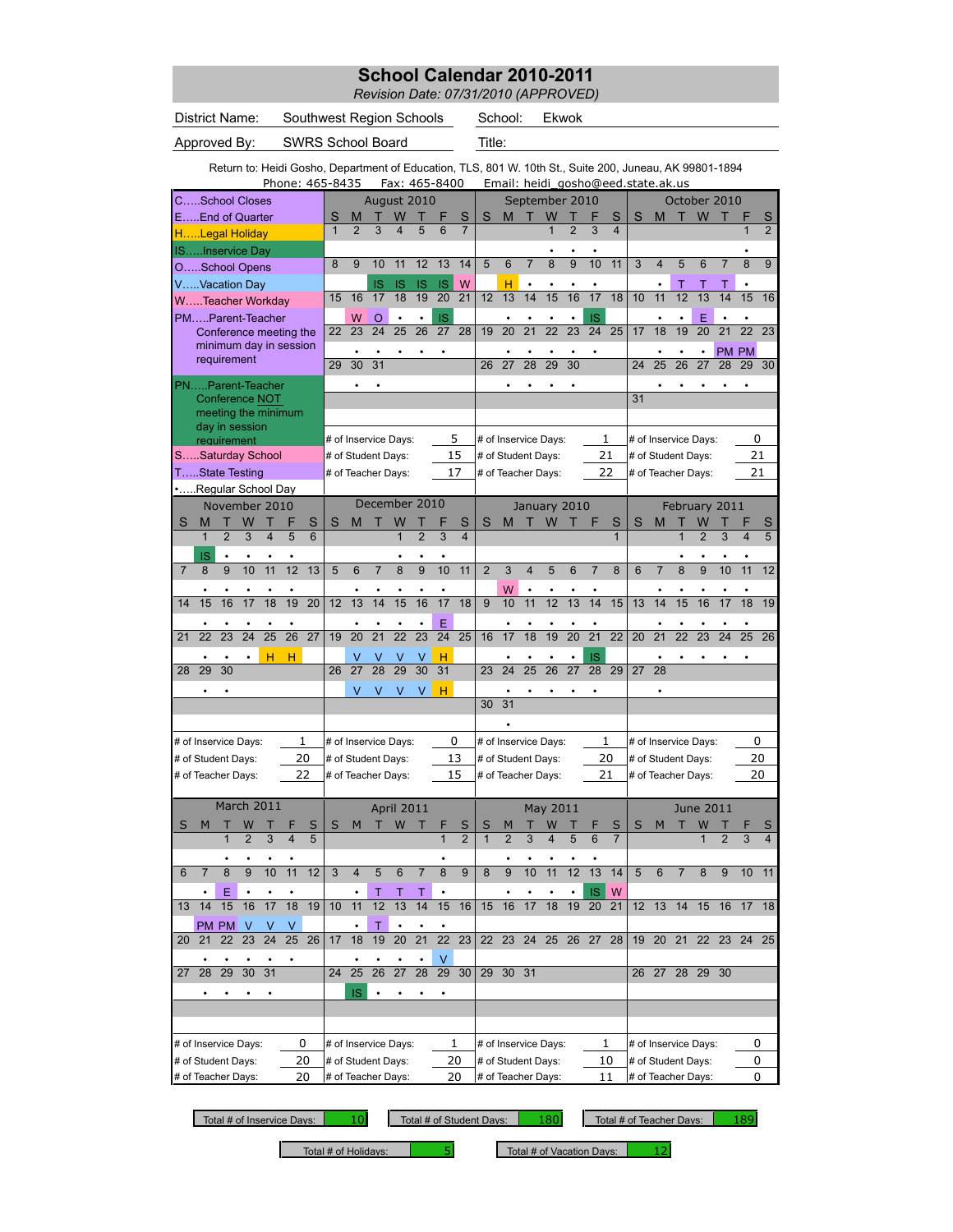# School Calendar 2010-2011

*Revision Date: 07/31/2010 (APPROVED)*

| | | | |
|---|---|---|---|
| District Name: | Southwest Region Schools | School: | Ekwok |
| Approved By: | SWRS School Board | Title: | |

Return to: Heidi Gosho, Department of Education, TLS, 801 W. 10th St., Suite 200, Juneau, AK 99801-1894
Phone: 465-8435 Fax: 465-8400 Email: heidi_gosho@eed.state.ak.us

**Legend**

- C.....School Closes
- E.....End of Quarter
- H.....Legal Holiday
- IS.....Inservice Day
- O.....School Opens
- V.....Vacation Day
- W.....Teacher Workday
- PM.....Parent-Teacher Conference meeting the minimum day in session requirement
- PN.....Parent-Teacher Conference NOT meeting the minimum day in session requirement
- S.....Saturday School
- T.....State Testing
- •.....Regular School Day

## August 2010

| S | M | T | W | T | F | S |
|---|---|---|---|---|---|---|
| 1 | 2 | 3 | 4 | 5 | 6 | 7 |
| 8 | 9 | 10 IS | 11 IS | 12 IS | 13 IS | 14 W |
| 15 | 16 W | 17 O | 18 • | 19 • | 20 IS | 21 |
| 22 | 23 • | 24 • | 25 • | 26 • | 27 • | 28 |
| 29 | 30 • | 31 • | | | | |

\# of Inservice Days: 5 · # of Student Days: 15 · # of Teacher Days: 17

## September 2010

| S | M | T | W | T | F | S |
|---|---|---|---|---|---|---|
| | | | 1 • | 2 • | 3 • | 4 |
| 5 | 6 H | 7 • | 8 • | 9 • | 10 • | 11 |
| 12 | 13 • | 14 • | 15 • | 16 • | 17 IS | 18 |
| 19 | 20 • | 21 • | 22 • | 23 • | 24 • | 25 |
| 26 | 27 • | 28 • | 29 • | 30 • | | |

\# of Inservice Days: 1 · # of Student Days: 21 · # of Teacher Days: 22

## October 2010

| S | M | T | W | T | F | S |
|---|---|---|---|---|---|---|
| | | | | | 1 • | 2 |
| 3 | 4 • | 5 T | 6 T | 7 T | 8 • | 9 |
| 10 | 11 • | 12 • | 13 E | 14 • | 15 • | 16 |
| 17 | 18 • | 19 • | 20 • | 21 PM | 22 PM | 23 |
| 24 | 25 • | 26 • | 27 • | 28 • | 29 • | 30 |
| 31 | | | | | | |

\# of Inservice Days: 0 · # of Student Days: 21 · # of Teacher Days: 21

## November 2010

| S | M | T | W | T | F | S |
|---|---|---|---|---|---|---|
| | 1 IS | 2 • | 3 • | 4 • | 5 • | 6 |
| 7 | 8 • | 9 • | 10 • | 11 • | 12 • | 13 |
| 14 | 15 • | 16 • | 17 • | 18 • | 19 • | 20 |
| 21 | 22 • | 23 • | 24 • | 25 H | 26 H | 27 |
| 28 | 29 • | 30 • | | | | |

\# of Inservice Days: 1 · # of Student Days: 20 · # of Teacher Days: 22

## December 2010

| S | M | T | W | T | F | S |
|---|---|---|---|---|---|---|
| | | | 1 • | 2 • | 3 • | 4 |
| 5 | 6 • | 7 • | 8 • | 9 • | 10 • | 11 |
| 12 | 13 • | 14 • | 15 • | 16 • | 17 E | 18 |
| 19 | 20 V | 21 V | 22 V | 23 V | 24 H | 25 |
| 26 | 27 V | 28 V | 29 V | 30 V | 31 H | |

\# of Inservice Days: 0 · # of Student Days: 13 · # of Teacher Days: 15

## January 2010

| S | M | T | W | T | F | S |
|---|---|---|---|---|---|---|
| | | | | | | 1 |
| 2 | 3 W | 4 • | 5 • | 6 • | 7 • | 8 |
| 9 | 10 • | 11 • | 12 • | 13 • | 14 • | 15 |
| 16 | 17 • | 18 • | 19 • | 20 • | 21 IS | 22 |
| 23 | 24 • | 25 • | 26 • | 27 • | 28 • | 29 |
| 30 | 31 • | | | | | |

\# of Inservice Days: 1 · # of Student Days: 20 · # of Teacher Days: 21

## February 2011

| S | M | T | W | T | F | S |
|---|---|---|---|---|---|---|
| | | 1 • | 2 • | 3 • | 4 • | 5 |
| 6 | 7 • | 8 • | 9 • | 10 • | 11 • | 12 |
| 13 | 14 • | 15 • | 16 • | 17 • | 18 • | 19 |
| 20 | 21 • | 22 • | 23 • | 24 • | 25 • | 26 |
| 27 | 28 • | | | | | |

\# of Inservice Days: 0 · # of Student Days: 20 · # of Teacher Days: 20

## March 2011

| S | M | T | W | T | F | S |
|---|---|---|---|---|---|---|
| | | 1 • | 2 • | 3 • | 4 • | 5 |
| 6 | 7 • | 8 E | 9 • | 10 • | 11 • | 12 |
| 13 | 14 PM | 15 PM | 16 V | 17 V | 18 V | 19 |
| 20 | 21 • | 22 • | 23 • | 24 • | 25 • | 26 |
| 27 | 28 • | 29 • | 30 • | 31 • | | |

\# of Inservice Days: 0 · # of Student Days: 20 · # of Teacher Days: 20

## April 2011

| S | M | T | W | T | F | S |
|---|---|---|---|---|---|---|
| | | | | | 1 • | 2 |
| 3 | 4 • | 5 T | 6 T | 7 T | 8 • | 9 |
| 10 | 11 • | 12 T | 13 • | 14 • | 15 • | 16 |
| 17 | 18 • | 19 • | 20 • | 21 • | 22 V | 23 |
| 24 | 25 IS | 26 • | 27 • | 28 • | 29 • | 30 |

\# of Inservice Days: 1 · # of Student Days: 20 · # of Teacher Days: 20

## May 2011

| S | M | T | W | T | F | S |
|---|---|---|---|---|---|---|
| 1 | 2 • | 3 • | 4 • | 5 • | 6 • | 7 |
| 8 | 9 • | 10 • | 11 • | 12 • | 13 IS | 14 W |
| 15 | 16 | 17 | 18 | 19 | 20 | 21 |
| 22 | 23 | 24 | 25 | 26 | 27 | 28 |
| 29 | 30 | 31 | | | | |

\# of Inservice Days: 1 · # of Student Days: 10 · # of Teacher Days: 11

## June 2011

| S | M | T | W | T | F | S |
|---|---|---|---|---|---|---|
| | | | 1 | 2 | 3 | 4 |
| 5 | 6 | 7 | 8 | 9 | 10 | 11 |
| 12 | 13 | 14 | 15 | 16 | 17 | 18 |
| 19 | 20 | 21 | 22 | 23 | 24 | 25 |
| 26 | 27 | 28 | 29 | 30 | | |

\# of Inservice Days: 0 · # of Student Days: 0 · # of Teacher Days: 0

## Totals

| Total # of Inservice Days | Total # of Student Days | Total # of Teacher Days | Total # of Holidays | Total # of Vacation Days |
|---|---|---|---|---|
| 10 | 180 | 189 | 5 | 12 |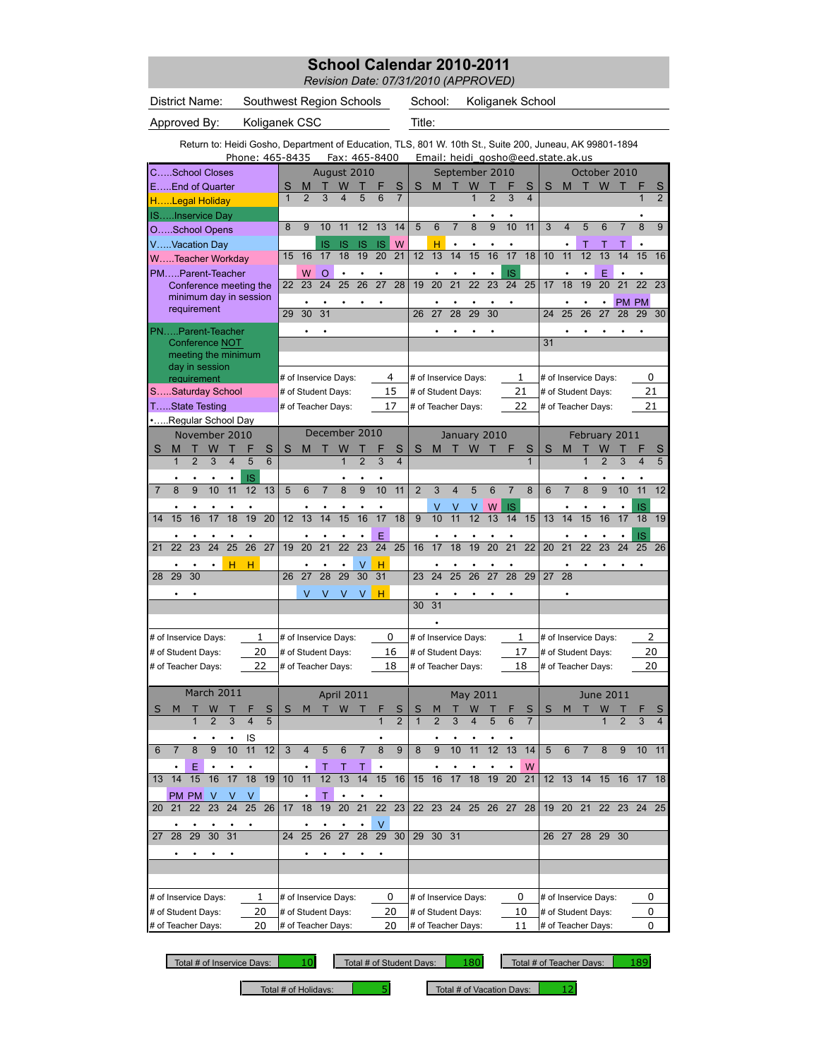# School Calendar 2010-2011

*Revision Date: 07/31/2010 (APPROVED)*

District Name: Southwest Region Schools | School: Koliganek School

Approved By: Koliganek CSC | Title:

Return to: Heidi Gosho, Department of Education, TLS, 801 W. 10th St., Suite 200, Juneau, AK 99801-1894
Phone: 465-8435 Fax: 465-8400 Email: heidi_gosho@eed.state.ak.us

**Legend:**

- C.....School Closes
- E.....End of Quarter
- H.....Legal Holiday
- IS.....Inservice Day
- O.....School Opens
- V.....Vacation Day
- W.....Teacher Workday
- PM.....Parent-Teacher Conference meeting the minimum day in session requirement
- PN.....Parent-Teacher Conference NOT meeting the minimum day in session requirement
- S.....Saturday School
- T.....State Testing
- •.....Regular School Day

## August 2010

| S | M | T | W | T | F | S |
|---|---|---|---|---|---|---|
| 1 | 2 | 3 | 4 | 5 | 6 | 7 |
| | | | | | | |
| 8 | 9 | 10 | 11 | 12 | 13 | 14 |
| | | IS | IS | IS | IS | W |
| 15 | 16 | 17 | 18 | 19 | 20 | 21 |
| | W | O | • | • | • | |
| 22 | 23 | 24 | 25 | 26 | 27 | 28 |
| | • | • | • | • | • | |
| 29 | 30 | 31 | | | | |
| | • | • | | | | |

# of Inservice Days: 4 · # of Student Days: 15 · # of Teacher Days: 17

## September 2010

| S | M | T | W | T | F | S |
|---|---|---|---|---|---|---|
| | | | 1 | 2 | 3 | 4 |
| | | | • | • | • | |
| 5 | 6 | 7 | 8 | 9 | 10 | 11 |
| | H | • | • | • | • | |
| 12 | 13 | 14 | 15 | 16 | 17 | 18 |
| | • | • | • | • | IS | |
| 19 | 20 | 21 | 22 | 23 | 24 | 25 |
| | • | • | • | • | • | |
| 26 | 27 | 28 | 29 | 30 | | |
| | • | • | • | • | | |

# of Inservice Days: 1 · # of Student Days: 21 · # of Teacher Days: 22

## October 2010

| S | M | T | W | T | F | S |
|---|---|---|---|---|---|---|
| | | | | | 1 | 2 |
| | | | | | • | |
| 3 | 4 | 5 | 6 | 7 | 8 | 9 |
| | • | T | T | T | • | |
| 10 | 11 | 12 | 13 | 14 | 15 | 16 |
| | • | • | E | • | • | |
| 17 | 18 | 19 | 20 | 21 | 22 | 23 |
| | • | • | • | PM | PM | |
| 24 | 25 | 26 | 27 | 28 | 29 | 30 |
| | • | • | • | • | • | |
| 31 | | | | | | |

# of Inservice Days: 0 · # of Student Days: 21 · # of Teacher Days: 21

## November 2010

| S | M | T | W | T | F | S |
|---|---|---|---|---|---|---|
| | 1 | 2 | 3 | 4 | 5 | 6 |
| | • | • | • | • | IS | |
| 7 | 8 | 9 | 10 | 11 | 12 | 13 |
| | • | • | • | • | • | |
| 14 | 15 | 16 | 17 | 18 | 19 | 20 |
| | • | • | • | • | • | |
| 21 | 22 | 23 | 24 | 25 | 26 | 27 |
| | • | • | • | H | H | |
| 28 | 29 | 30 | | | | |
| | • | • | | | | |

# of Inservice Days: 1 · # of Student Days: 20 · # of Teacher Days: 22

## December 2010

| S | M | T | W | T | F | S |
|---|---|---|---|---|---|---|
| | | | 1 | 2 | 3 | 4 |
| | | | • | • | • | |
| 5 | 6 | 7 | 8 | 9 | 10 | 11 |
| | • | • | • | • | • | |
| 12 | 13 | 14 | 15 | 16 | 17 | 18 |
| | • | • | • | • | E | |
| 19 | 20 | 21 | 22 | 23 | 24 | 25 |
| | • | • | • | V | H | |
| 26 | 27 | 28 | 29 | 30 | 31 | |
| | V | V | V | V | H | |

# of Inservice Days: 0 · # of Student Days: 16 · # of Teacher Days: 18

## January 2010

| S | M | T | W | T | F | S |
|---|---|---|---|---|---|---|
| | | | | | | 1 |
| | | | | | | |
| 2 | 3 | 4 | 5 | 6 | 7 | 8 |
| | V | V | V | W | IS | |
| 9 | 10 | 11 | 12 | 13 | 14 | 15 |
| | • | • | • | • | • | |
| 16 | 17 | 18 | 19 | 20 | 21 | 22 |
| | • | • | • | • | • | |
| 23 | 24 | 25 | 26 | 27 | 28 | 29 |
| | • | • | • | • | • | |
| 30 | 31 | | | | | |
| | • | | | | | |

# of Inservice Days: 1 · # of Student Days: 17 · # of Teacher Days: 18

## February 2011

| S | M | T | W | T | F | S |
|---|---|---|---|---|---|---|
| | | 1 | 2 | 3 | 4 | 5 |
| | | • | • | • | • | |
| 6 | 7 | 8 | 9 | 10 | 11 | 12 |
| | • | • | • | • | IS | |
| 13 | 14 | 15 | 16 | 17 | 18 | 19 |
| | • | • | • | • | IS | |
| 20 | 21 | 22 | 23 | 24 | 25 | 26 |
| | • | • | • | • | • | |
| 27 | 28 | | | | | |
| | • | | | | | |

# of Inservice Days: 2 · # of Student Days: 20 · # of Teacher Days: 20

## March 2011

| S | M | T | W | T | F | S |
|---|---|---|---|---|---|---|
| | | 1 | 2 | 3 | 4 | 5 |
| | | • | • | • | IS | |
| 6 | 7 | 8 | 9 | 10 | 11 | 12 |
| | • | E | • | • | • | |
| 13 | 14 | 15 | 16 | 17 | 18 | 19 |
| | PM | PM | V | V | V | |
| 20 | 21 | 22 | 23 | 24 | 25 | 26 |
| | • | • | • | • | • | |
| 27 | 28 | 29 | 30 | 31 | | |
| | • | • | • | • | | |

# of Inservice Days: 1 · # of Student Days: 20 · # of Teacher Days: 20

## April 2011

| S | M | T | W | T | F | S |
|---|---|---|---|---|---|---|
| | | | | | 1 | 2 |
| | | | | | • | |
| 3 | 4 | 5 | 6 | 7 | 8 | 9 |
| | • | T | T | T | • | |
| 10 | 11 | 12 | 13 | 14 | 15 | 16 |
| | • | T | • | • | • | |
| 17 | 18 | 19 | 20 | 21 | 22 | 23 |
| | • | • | • | • | V | |
| 24 | 25 | 26 | 27 | 28 | 29 | 30 |
| | • | • | • | • | • | |

# of Inservice Days: 0 · # of Student Days: 20 · # of Teacher Days: 20

## May 2011

| S | M | T | W | T | F | S |
|---|---|---|---|---|---|---|
| 1 | 2 | 3 | 4 | 5 | 6 | 7 |
| | • | • | • | • | • | |
| 8 | 9 | 10 | 11 | 12 | 13 | 14 |
| | • | • | • | • | • | W |
| 15 | 16 | 17 | 18 | 19 | 20 | 21 |
| 22 | 23 | 24 | 25 | 26 | 27 | 28 |
| 29 | 30 | 31 | | | | |

# of Inservice Days: 0 · # of Student Days: 10 · # of Teacher Days: 11

## June 2011

| S | M | T | W | T | F | S |
|---|---|---|---|---|---|---|
| | | | 1 | 2 | 3 | 4 |
| 5 | 6 | 7 | 8 | 9 | 10 | 11 |
| 12 | 13 | 14 | 15 | 16 | 17 | 18 |
| 19 | 20 | 21 | 22 | 23 | 24 | 25 |
| 26 | 27 | 28 | 29 | 30 | | |

# of Inservice Days: 0 · # of Student Days: 0 · # of Teacher Days: 0

## Totals

| Total # of Inservice Days | Total # of Student Days | Total # of Teacher Days | Total # of Holidays | Total # of Vacation Days |
|---|---|---|---|---|
| 10 | 180 | 189 | 5 | 12 |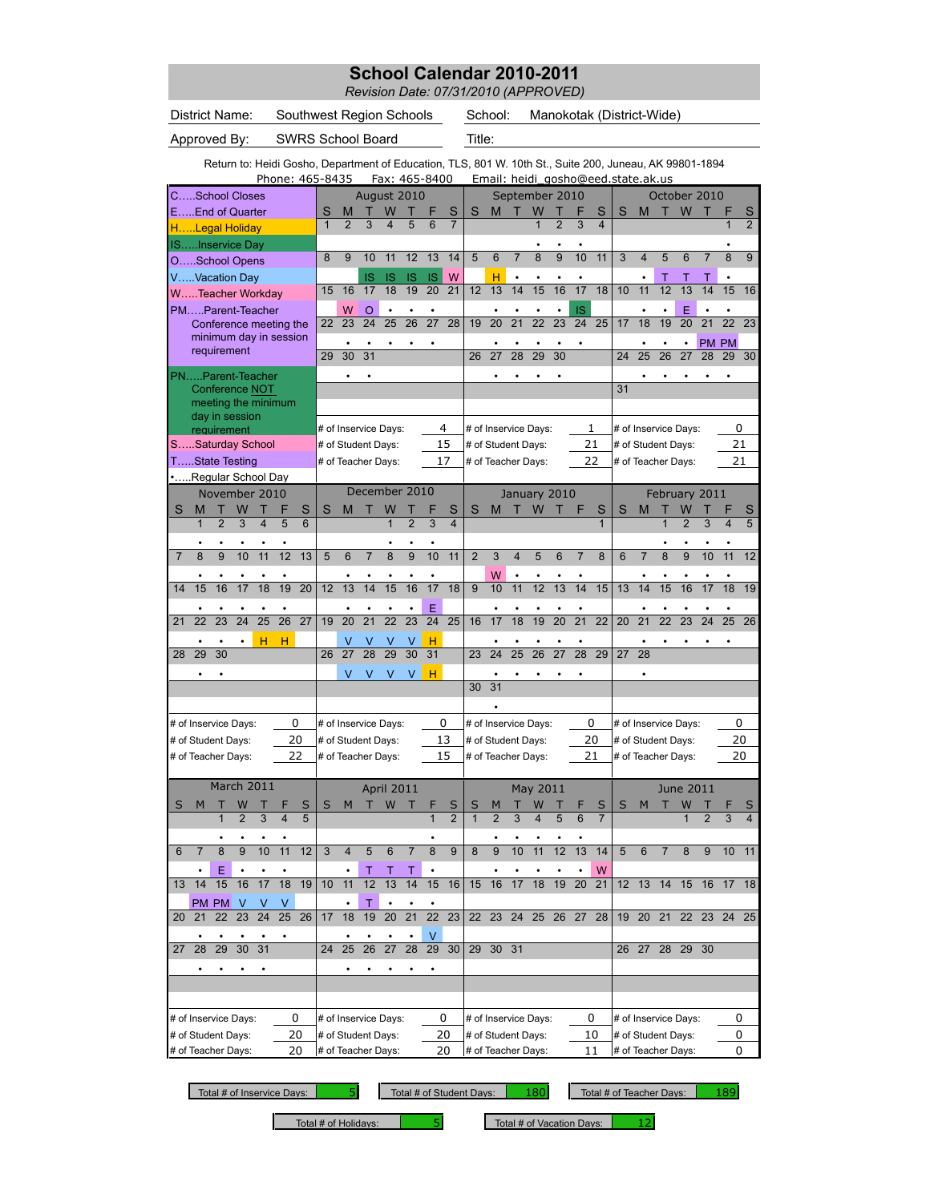# School Calendar 2010-2011

*Revision Date: 07/31/2010 (APPROVED)*

| District Name: | Southwest Region Schools | School: | Manokotak (District-Wide) |
|---|---|---|---|
| Approved By: | SWRS School Board | Title: | |

Return to: Heidi Gosho, Department of Education, TLS, 801 W. 10th St., Suite 200, Juneau, AK 99801-1894
Phone: 465-8435  Fax: 465-8400  Email: heidi_gosho@eed.state.ak.us

**Legend:**

- C.....School Closes
- E.....End of Quarter
- H.....Legal Holiday
- IS.....Inservice Day
- O.....School Opens
- V.....Vacation Day
- W.....Teacher Workday
- PM.....Parent-Teacher Conference meeting the minimum day in session requirement
- PN.....Parent-Teacher Conference NOT meeting the minimum day in session requirement
- S.....Saturday School
- T.....State Testing
- •.....Regular School Day

## August 2010

| S | M | T | W | T | F | S |
|---|---|---|---|---|---|---|
| 1 | 2 | 3 | 4 | 5 | 6 | 7 |
| 8 | 9 | 10 IS | 11 IS | 12 IS | 13 IS | 14 W |
| 15 | 16 W | 17 O | 18 • | 19 • | 20 • | 21 |
| 22 | 23 • | 24 • | 25 • | 26 • | 27 • | 28 |
| 29 | 30 • | 31 • | | | | |

# of Inservice Days: 4; # of Student Days: 15; # of Teacher Days: 17

## September 2010

| S | M | T | W | T | F | S |
|---|---|---|---|---|---|---|
| | | | 1 • | 2 • | 3 • | 4 |
| 5 | 6 H | 7 • | 8 • | 9 • | 10 • | 11 |
| 12 | 13 • | 14 • | 15 • | 16 • | 17 IS | 18 |
| 19 | 20 • | 21 • | 22 • | 23 • | 24 • | 25 |
| 26 | 27 • | 28 • | 29 • | 30 • | | |

# of Inservice Days: 1; # of Student Days: 21; # of Teacher Days: 22

## October 2010

| S | M | T | W | T | F | S |
|---|---|---|---|---|---|---|
| | | | | | 1 • | 2 |
| 3 | 4 • | 5 T | 6 T | 7 T | 8 • | 9 |
| 10 | 11 • | 12 • | 13 E | 14 • | 15 • | 16 |
| 17 | 18 • | 19 • | 20 • | 21 PM | 22 PM | 23 |
| 24 | 25 • | 26 • | 27 • | 28 • | 29 • | 30 |
| 31 | | | | | | |

# of Inservice Days: 0; # of Student Days: 21; # of Teacher Days: 21

## November 2010

| S | M | T | W | T | F | S |
|---|---|---|---|---|---|---|
| | 1 • | 2 • | 3 • | 4 • | 5 • | 6 |
| 7 | 8 • | 9 • | 10 • | 11 • | 12 • | 13 |
| 14 | 15 • | 16 • | 17 • | 18 • | 19 • | 20 |
| 21 | 22 • | 23 • | 24 • | 25 H | 26 H | 27 |
| 28 | 29 • | 30 • | | | | |

# of Inservice Days: 0; # of Student Days: 20; # of Teacher Days: 22

## December 2010

| S | M | T | W | T | F | S |
|---|---|---|---|---|---|---|
| | | | 1 • | 2 • | 3 • | 4 |
| 5 | 6 • | 7 • | 8 • | 9 • | 10 • | 11 |
| 12 | 13 • | 14 • | 15 • | 16 • | 17 E | 18 |
| 19 | 20 V | 21 V | 22 V | 23 V | 24 H | 25 |
| 26 | 27 V | 28 V | 29 V | 30 V | 31 H | |

# of Inservice Days: 0; # of Student Days: 13; # of Teacher Days: 15

## January 2010

| S | M | T | W | T | F | S |
|---|---|---|---|---|---|---|
| | | | | | | 1 |
| 2 | 3 W | 4 • | 5 • | 6 • | 7 • | 8 |
| 9 | 10 • | 11 • | 12 • | 13 • | 14 • | 15 |
| 16 | 17 • | 18 • | 19 • | 20 • | 21 • | 22 |
| 23 | 24 • | 25 • | 26 • | 27 • | 28 • | 29 |
| 30 | 31 • | | | | | |

# of Inservice Days: 0; # of Student Days: 20; # of Teacher Days: 21

## February 2011

| S | M | T | W | T | F | S |
|---|---|---|---|---|---|---|
| | | 1 • | 2 • | 3 • | 4 • | 5 |
| 6 | 7 • | 8 • | 9 • | 10 • | 11 • | 12 |
| 13 | 14 • | 15 • | 16 • | 17 • | 18 • | 19 |
| 20 | 21 • | 22 • | 23 • | 24 • | 25 • | 26 |
| 27 | 28 • | | | | | |

# of Inservice Days: 0; # of Student Days: 20; # of Teacher Days: 20

## March 2011

| S | M | T | W | T | F | S |
|---|---|---|---|---|---|---|
| | | 1 • | 2 • | 3 • | 4 • | 5 |
| 6 | 7 • | 8 E | 9 • | 10 • | 11 • | 12 |
| 13 | 14 PM | 15 PM | 16 V | 17 V | 18 V | 19 |
| 20 | 21 • | 22 • | 23 • | 24 • | 25 • | 26 |
| 27 | 28 • | 29 • | 30 • | 31 • | | |

# of Inservice Days: 0; # of Student Days: 20; # of Teacher Days: 20

## April 2011

| S | M | T | W | T | F | S |
|---|---|---|---|---|---|---|
| | | | | | 1 • | 2 |
| 3 | 4 • | 5 T | 6 T | 7 T | 8 • | 9 |
| 10 | 11 • | 12 T | 13 • | 14 • | 15 • | 16 |
| 17 | 18 • | 19 • | 20 • | 21 • | 22 V | 23 |
| 24 | 25 • | 26 • | 27 • | 28 • | 29 • | 30 |

# of Inservice Days: 0; # of Student Days: 20; # of Teacher Days: 20

## May 2011

| S | M | T | W | T | F | S |
|---|---|---|---|---|---|---|
| 1 | 2 • | 3 • | 4 • | 5 • | 6 • | 7 |
| 8 | 9 • | 10 • | 11 • | 12 • | 13 • | 14 W |
| 15 | 16 | 17 | 18 | 19 | 20 | 21 |
| 22 | 23 | 24 | 25 | 26 | 27 | 28 |
| 29 | 30 | 31 | | | | |

# of Inservice Days: 0; # of Student Days: 10; # of Teacher Days: 11

## June 2011

| S | M | T | W | T | F | S |
|---|---|---|---|---|---|---|
| | | | 1 | 2 | 3 | 4 |
| 5 | 6 | 7 | 8 | 9 | 10 | 11 |
| 12 | 13 | 14 | 15 | 16 | 17 | 18 |
| 19 | 20 | 21 | 22 | 23 | 24 | 25 |
| 26 | 27 | 28 | 29 | 30 | | |

# of Inservice Days: 0; # of Student Days: 0; # of Teacher Days: 0

| Total # of Inservice Days: | 5 |
|---|---|
| Total # of Student Days: | 180 |
| Total # of Teacher Days: | 189 |
| Total # of Holidays: | 5 |
| Total # of Vacation Days: | 12 |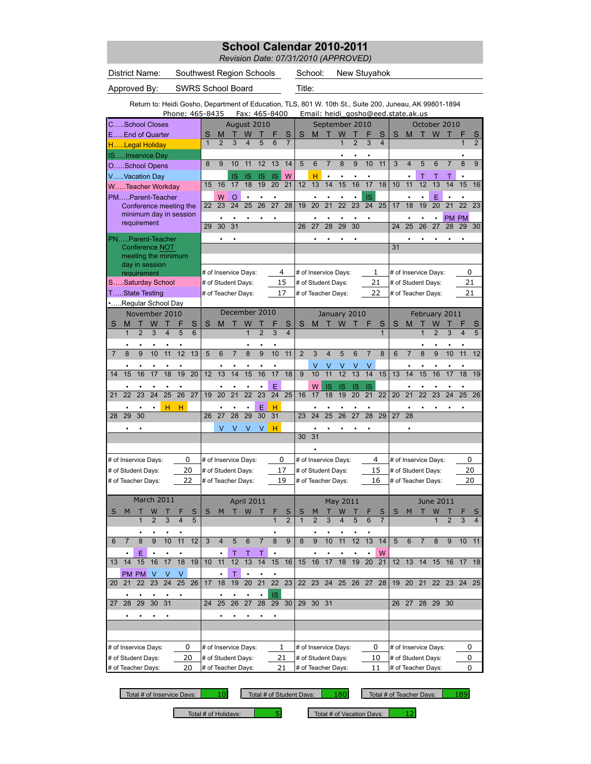# School Calendar 2010-2011

*Revision Date: 07/31/2010 (APPROVED)*

| | | | |
|---|---|---|---|
| District Name: | Southwest Region Schools | School: | New Stuyahok |
| Approved By: | SWRS School Board | Title: | |

Return to: Heidi Gosho, Department of Education, TLS, 801 W. 10th St., Suite 200, Juneau, AK 99801-1894
Phone: 465-8435 Fax: 465-8400 Email: heidi_gosho@eed.state.ak.us

**Legend**

- C.....School Closes
- E.....End of Quarter
- H.....Legal Holiday
- IS.....Inservice Day
- O.....School Opens
- V.....Vacation Day
- W.....Teacher Workday
- PM.....Parent-Teacher Conference meeting the minimum day in session requirement
- PN.....Parent-Teacher Conference NOT meeting the minimum day in session requirement
- S.....Saturday School
- T.....State Testing
- •.....Regular School Day

## August 2010

| S | M | T | W | T | F | S |
|---|---|---|---|---|---|---|
| 1 | 2 | 3 | 4 | 5 | 6 | 7 |
| | | | | | | |
| 8 | 9 | 10 | 11 | 12 | 13 | 14 |
| | | IS | IS | IS | IS | W |
| 15 | 16 | 17 | 18 | 19 | 20 | 21 |
| | W | O | • | • | • | |
| 22 | 23 | 24 | 25 | 26 | 27 | 28 |
| | • | • | • | • | • | |
| 29 | 30 | 31 | | | | |
| | • | • | | | | |

# of Inservice Days: 4
# of Student Days: 15
# of Teacher Days: 17

## September 2010

| S | M | T | W | T | F | S |
|---|---|---|---|---|---|---|
| | | | 1 | 2 | 3 | 4 |
| | | | • | • | • | |
| 5 | 6 | 7 | 8 | 9 | 10 | 11 |
| | H | • | • | • | • | |
| 12 | 13 | 14 | 15 | 16 | 17 | 18 |
| | • | • | • | • | IS | |
| 19 | 20 | 21 | 22 | 23 | 24 | 25 |
| | • | • | • | • | • | |
| 26 | 27 | 28 | 29 | 30 | | |
| | • | • | • | • | | |

# of Inservice Days: 1
# of Student Days: 21
# of Teacher Days: 22

## October 2010

| S | M | T | W | T | F | S |
|---|---|---|---|---|---|---|
| | | | | | 1 | 2 |
| | | | | | • | |
| 3 | 4 | 5 | 6 | 7 | 8 | 9 |
| | • | T | T | T | • | |
| 10 | 11 | 12 | 13 | 14 | 15 | 16 |
| | • | • | E | • | • | |
| 17 | 18 | 19 | 20 | 21 | 22 | 23 |
| | • | • | • | PM | PM | |
| 24 | 25 | 26 | 27 | 28 | 29 | 30 |
| | • | • | • | • | • | |
| 31 | | | | | | |

# of Inservice Days: 0
# of Student Days: 21
# of Teacher Days: 21

## November 2010

| S | M | T | W | T | F | S |
|---|---|---|---|---|---|---|
| | 1 | 2 | 3 | 4 | 5 | 6 |
| | • | • | • | • | • | |
| 7 | 8 | 9 | 10 | 11 | 12 | 13 |
| | • | • | • | • | • | |
| 14 | 15 | 16 | 17 | 18 | 19 | 20 |
| | • | • | • | • | • | |
| 21 | 22 | 23 | 24 | 25 | 26 | 27 |
| | • | • | • | H | H | |
| 28 | 29 | 30 | | | | |
| | • | • | | | | |

# of Inservice Days: 0
# of Student Days: 20
# of Teacher Days: 22

## December 2010

| S | M | T | W | T | F | S |
|---|---|---|---|---|---|---|
| | | | 1 | 2 | 3 | 4 |
| | | | • | • | • | |
| 5 | 6 | 7 | 8 | 9 | 10 | 11 |
| | • | • | • | • | • | |
| 12 | 13 | 14 | 15 | 16 | 17 | 18 |
| | • | • | • | • | E | |
| 19 | 20 | 21 | 22 | 23 | 24 | 25 |
| | • | • | • | E | H | |
| 26 | 27 | 28 | 29 | 30 | 31 | |
| | V | V | V | V | H | |

# of Inservice Days: 0
# of Student Days: 17
# of Teacher Days: 19

## January 2010

| S | M | T | W | T | F | S |
|---|---|---|---|---|---|---|
| | | | | | | 1 |
| | | | | | | |
| 2 | 3 | 4 | 5 | 6 | 7 | 8 |
| | V | V | V | V | V | |
| 9 | 10 | 11 | 12 | 13 | 14 | 15 |
| | W | IS | IS | IS | IS | |
| 16 | 17 | 18 | 19 | 20 | 21 | 22 |
| | • | • | • | • | • | |
| 23 | 24 | 25 | 26 | 27 | 28 | 29 |
| | • | • | • | • | • | |
| 30 | 31 | | | | | |
| | • | | | | | |

# of Inservice Days: 4
# of Student Days: 15
# of Teacher Days: 16

## February 2011

| S | M | T | W | T | F | S |
|---|---|---|---|---|---|---|
| | | 1 | 2 | 3 | 4 | 5 |
| | | • | • | • | • | |
| 6 | 7 | 8 | 9 | 10 | 11 | 12 |
| | • | • | • | • | • | |
| 13 | 14 | 15 | 16 | 17 | 18 | 19 |
| | • | • | • | • | • | |
| 20 | 21 | 22 | 23 | 24 | 25 | 26 |
| | • | • | • | • | • | |
| 27 | 28 | | | | | |
| | • | | | | | |

# of Inservice Days: 0
# of Student Days: 20
# of Teacher Days: 20

## March 2011

| S | M | T | W | T | F | S |
|---|---|---|---|---|---|---|
| | | 1 | 2 | 3 | 4 | 5 |
| | | • | • | • | • | |
| 6 | 7 | 8 | 9 | 10 | 11 | 12 |
| | • | E | • | • | • | |
| 13 | 14 | 15 | 16 | 17 | 18 | 19 |
| | PM | PM | V | V | V | |
| 20 | 21 | 22 | 23 | 24 | 25 | 26 |
| | • | • | • | • | • | |
| 27 | 28 | 29 | 30 | 31 | | |
| | • | • | • | • | | |

# of Inservice Days: 0
# of Student Days: 20
# of Teacher Days: 20

## April 2011

| S | M | T | W | T | F | S |
|---|---|---|---|---|---|---|
| | | | | | 1 | 2 |
| | | | | | • | |
| 3 | 4 | 5 | 6 | 7 | 8 | 9 |
| | • | T | T | T | • | |
| 10 | 11 | 12 | 13 | 14 | 15 | 16 |
| | • | T | • | • | • | |
| 17 | 18 | 19 | 20 | 21 | 22 | 23 |
| | • | • | • | • | IS | |
| 24 | 25 | 26 | 27 | 28 | 29 | 30 |
| | • | • | • | • | • | |

# of Inservice Days: 1
# of Student Days: 21
# of Teacher Days: 21

## May 2011

| S | M | T | W | T | F | S |
|---|---|---|---|---|---|---|
| 1 | 2 | 3 | 4 | 5 | 6 | 7 |
| | • | • | • | • | • | |
| 8 | 9 | 10 | 11 | 12 | 13 | 14 |
| | • | • | • | • | • | W |
| 15 | 16 | 17 | 18 | 19 | 20 | 21 |
| 22 | 23 | 24 | 25 | 26 | 27 | 28 |
| 29 | 30 | 31 | | | | |

# of Inservice Days: 0
# of Student Days: 10
# of Teacher Days: 11

## June 2011

| S | M | T | W | T | F | S |
|---|---|---|---|---|---|---|
| | | | 1 | 2 | 3 | 4 |
| 5 | 6 | 7 | 8 | 9 | 10 | 11 |
| 12 | 13 | 14 | 15 | 16 | 17 | 18 |
| 19 | 20 | 21 | 22 | 23 | 24 | 25 |
| 26 | 27 | 28 | 29 | 30 | | |

# of Inservice Days: 0
# of Student Days: 0
# of Teacher Days: 0

## Totals

| Total # of Inservice Days: | 10 |
|---|---|
| Total # of Student Days: | 180 |
| Total # of Teacher Days: | 189 |
| Total # of Holidays: | 5 |
| Total # of Vacation Days: | 12 |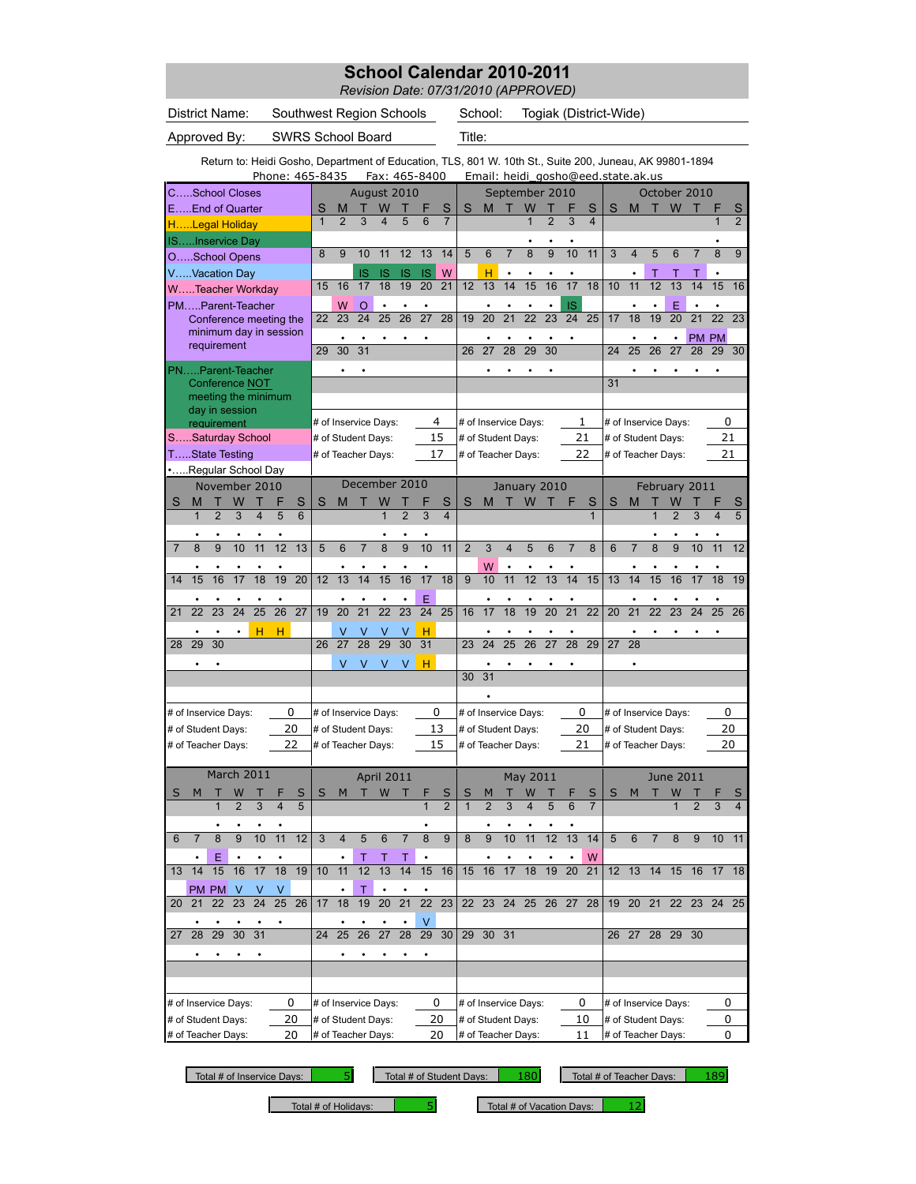# School Calendar 2010-2011

*Revision Date: 07/31/2010 (APPROVED)*

| | | | |
|---|---|---|---|
| District Name: | Southwest Region Schools | School: | Togiak (District-Wide) |
| Approved By: | SWRS School Board | Title: | |

Return to: Heidi Gosho, Department of Education, TLS, 801 W. 10th St., Suite 200, Juneau, AK 99801-1894
Phone: 465-8435 Fax: 465-8400 Email: heidi_gosho@eed.state.ak.us

**Legend:**

- C.....School Closes
- E.....End of Quarter
- H.....Legal Holiday
- IS.....Inservice Day
- O.....School Opens
- V.....Vacation Day
- W.....Teacher Workday
- PM.....Parent-Teacher Conference meeting the minimum day in session requirement
- PN.....Parent-Teacher Conference NOT meeting the minimum day in session requirement
- S.....Saturday School
- T.....State Testing
- •.....Regular School Day

## August 2010

| S | M | T | W | T | F | S |
|---|---|---|---|---|---|---|
| 1 | 2 | 3 | 4 | 5 | 6 | 7 |
| | | | | | | |
| 8 | 9 | 10 | 11 | 12 | 13 | 14 |
| | | IS | IS | IS | IS | W |
| 15 | 16 | 17 | 18 | 19 | 20 | 21 |
| | W | O | • | • | • | |
| 22 | 23 | 24 | 25 | 26 | 27 | 28 |
| | • | • | • | • | • | |
| 29 | 30 | 31 | | | | |
| | • | • | | | | |

# of Inservice Days: 4
# of Student Days: 15
# of Teacher Days: 17

## September 2010

| S | M | T | W | T | F | S |
|---|---|---|---|---|---|---|
| | | | 1 | 2 | 3 | 4 |
| | | | • | • | • | |
| 5 | 6 | 7 | 8 | 9 | 10 | 11 |
| | H | • | • | • | • | |
| 12 | 13 | 14 | 15 | 16 | 17 | 18 |
| | • | • | • | • | IS | |
| 19 | 20 | 21 | 22 | 23 | 24 | 25 |
| | • | • | • | • | • | |
| 26 | 27 | 28 | 29 | 30 | | |
| | • | • | • | • | | |

# of Inservice Days: 1
# of Student Days: 21
# of Teacher Days: 22

## October 2010

| S | M | T | W | T | F | S |
|---|---|---|---|---|---|---|
| | | | | | 1 | 2 |
| | | | | | • | |
| 3 | 4 | 5 | 6 | 7 | 8 | 9 |
| | • | T | T | T | • | |
| 10 | 11 | 12 | 13 | 14 | 15 | 16 |
| | • | • | E | • | • | |
| 17 | 18 | 19 | 20 | 21 | 22 | 23 |
| | • | • | • | PM | PM | |
| 24 | 25 | 26 | 27 | 28 | 29 | 30 |
| | • | • | • | • | • | |
| 31 | | | | | | |

# of Inservice Days: 0
# of Student Days: 21
# of Teacher Days: 21

## November 2010

| S | M | T | W | T | F | S |
|---|---|---|---|---|---|---|
| | 1 | 2 | 3 | 4 | 5 | 6 |
| | • | • | • | • | • | |
| 7 | 8 | 9 | 10 | 11 | 12 | 13 |
| | • | • | • | • | • | |
| 14 | 15 | 16 | 17 | 18 | 19 | 20 |
| | • | • | • | • | • | |
| 21 | 22 | 23 | 24 | 25 | 26 | 27 |
| | • | • | • | H | H | |
| 28 | 29 | 30 | | | | |
| | • | • | | | | |

# of Inservice Days: 0
# of Student Days: 20
# of Teacher Days: 22

## December 2010

| S | M | T | W | T | F | S |
|---|---|---|---|---|---|---|
| | | | 1 | 2 | 3 | 4 |
| | | | • | • | • | |
| 5 | 6 | 7 | 8 | 9 | 10 | 11 |
| | • | • | • | • | • | |
| 12 | 13 | 14 | 15 | 16 | 17 | 18 |
| | • | • | • | • | E | |
| 19 | 20 | 21 | 22 | 23 | 24 | 25 |
| | V | V | V | V | H | |
| 26 | 27 | 28 | 29 | 30 | 31 | |
| | V | V | V | V | H | |

# of Inservice Days: 0
# of Student Days: 13
# of Teacher Days: 15

## January 2010

| S | M | T | W | T | F | S |
|---|---|---|---|---|---|---|
| | | | | | | 1 |
| | | | | | | |
| 2 | 3 | 4 | 5 | 6 | 7 | 8 |
| | W | • | • | • | • | |
| 9 | 10 | 11 | 12 | 13 | 14 | 15 |
| | • | • | • | • | • | |
| 16 | 17 | 18 | 19 | 20 | 21 | 22 |
| | • | • | • | • | • | |
| 23 | 24 | 25 | 26 | 27 | 28 | 29 |
| | • | • | • | • | • | |
| 30 | 31 | | | | | |
| | • | | | | | |

# of Inservice Days: 0
# of Student Days: 20
# of Teacher Days: 21

## February 2011

| S | M | T | W | T | F | S |
|---|---|---|---|---|---|---|
| | | 1 | 2 | 3 | 4 | 5 |
| | | • | • | • | • | |
| 6 | 7 | 8 | 9 | 10 | 11 | 12 |
| | • | • | • | • | • | |
| 13 | 14 | 15 | 16 | 17 | 18 | 19 |
| | • | • | • | • | • | |
| 20 | 21 | 22 | 23 | 24 | 25 | 26 |
| | • | • | • | • | • | |
| 27 | 28 | | | | | |
| | • | | | | | |

# of Inservice Days: 0
# of Student Days: 20
# of Teacher Days: 20

## March 2011

| S | M | T | W | T | F | S |
|---|---|---|---|---|---|---|
| | | 1 | 2 | 3 | 4 | 5 |
| | | • | • | • | • | |
| 6 | 7 | 8 | 9 | 10 | 11 | 12 |
| | • | E | • | • | • | |
| 13 | 14 | 15 | 16 | 17 | 18 | 19 |
| | PM | PM | V | V | V | |
| 20 | 21 | 22 | 23 | 24 | 25 | 26 |
| | • | • | • | • | • | |
| 27 | 28 | 29 | 30 | 31 | | |
| | • | • | • | • | | |

# of Inservice Days: 0
# of Student Days: 20
# of Teacher Days: 20

## April 2011

| S | M | T | W | T | F | S |
|---|---|---|---|---|---|---|
| | | | | | 1 | 2 |
| | | | | | • | |
| 3 | 4 | 5 | 6 | 7 | 8 | 9 |
| | • | T | T | T | • | |
| 10 | 11 | 12 | 13 | 14 | 15 | 16 |
| | • | T | • | • | • | |
| 17 | 18 | 19 | 20 | 21 | 22 | 23 |
| | • | • | • | • | V | |
| 24 | 25 | 26 | 27 | 28 | 29 | 30 |
| | • | • | • | • | • | |

# of Inservice Days: 0
# of Student Days: 20
# of Teacher Days: 20

## May 2011

| S | M | T | W | T | F | S |
|---|---|---|---|---|---|---|
| 1 | 2 | 3 | 4 | 5 | 6 | 7 |
| | • | • | • | • | • | |
| 8 | 9 | 10 | 11 | 12 | 13 | 14 |
| | • | • | • | • | • | W |
| 15 | 16 | 17 | 18 | 19 | 20 | 21 |
| | | | | | | |
| 22 | 23 | 24 | 25 | 26 | 27 | 28 |
| | | | | | | |
| 29 | 30 | 31 | | | | |
| | | | | | | |

# of Inservice Days: 0
# of Student Days: 10
# of Teacher Days: 11

## June 2011

| S | M | T | W | T | F | S |
|---|---|---|---|---|---|---|
| | | | 1 | 2 | 3 | 4 |
| | | | | | | |
| 5 | 6 | 7 | 8 | 9 | 10 | 11 |
| | | | | | | |
| 12 | 13 | 14 | 15 | 16 | 17 | 18 |
| | | | | | | |
| 19 | 20 | 21 | 22 | 23 | 24 | 25 |
| | | | | | | |
| 26 | 27 | 28 | 29 | 30 | | |
| | | | | | | |

# of Inservice Days: 0
# of Student Days: 0
# of Teacher Days: 0

## Totals

| Total # of Inservice Days: | 5 |
|---|---|
| Total # of Student Days: | 180 |
| Total # of Teacher Days: | 189 |
| Total # of Holidays: | 5 |
| Total # of Vacation Days: | 12 |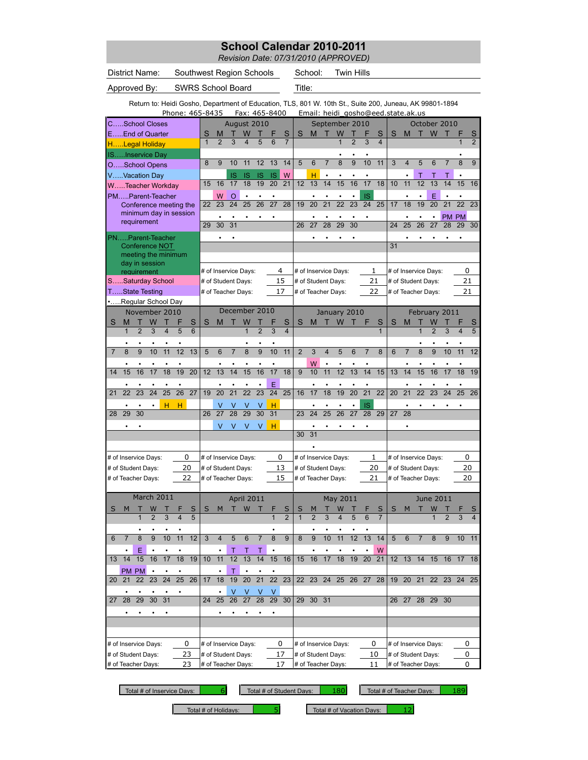# School Calendar 2010-2011

*Revision Date: 07/31/2010 (APPROVED)*

| | | | |
|---|---|---|---|
| District Name: | Southwest Region Schools | School: | Twin Hills |
| Approved By: | SWRS School Board | Title: | |

Return to: Heidi Gosho, Department of Education, TLS, 801 W. 10th St., Suite 200, Juneau, AK 99801-1894
Phone: 465-8435 Fax: 465-8400 Email: heidi_gosho@eed.state.ak.us

**Legend:**

- C.....School Closes
- E.....End of Quarter
- H.....Legal Holiday
- IS.....Inservice Day
- O.....School Opens
- V.....Vacation Day
- W.....Teacher Workday
- PM.....Parent-Teacher Conference meeting the minimum day in session requirement
- PN.....Parent-Teacher Conference NOT meeting the minimum day in session requirement
- S.....Saturday School
- T.....State Testing
- •.....Regular School Day

## August 2010

| S | M | T | W | T | F | S |
|---|---|---|---|---|---|---|
| 1 | 2 | 3 | 4 | 5 | 6 | 7 |
| | | | | | | |
| 8 | 9 | 10 | 11 | 12 | 13 | 14 |
| | | IS | IS | IS | IS | W |
| 15 | 16 | 17 | 18 | 19 | 20 | 21 |
| | W | O | • | • | • | |
| 22 | 23 | 24 | 25 | 26 | 27 | 28 |
| | • | • | • | • | • | |
| 29 | 30 | 31 | | | | |
| | • | • | | | | |

- # of Inservice Days: 4
- # of Student Days: 15
- # of Teacher Days: 17

## September 2010

| S | M | T | W | T | F | S |
|---|---|---|---|---|---|---|
| | | | 1 | 2 | 3 | 4 |
| | | | • | • | • | |
| 5 | 6 | 7 | 8 | 9 | 10 | 11 |
| | H | • | • | • | • | |
| 12 | 13 | 14 | 15 | 16 | 17 | 18 |
| | • | • | • | • | IS | |
| 19 | 20 | 21 | 22 | 23 | 24 | 25 |
| | • | • | • | • | • | |
| 26 | 27 | 28 | 29 | 30 | | |
| | • | • | • | • | | |

- # of Inservice Days: 1
- # of Student Days: 21
- # of Teacher Days: 22

## October 2010

| S | M | T | W | T | F | S |
|---|---|---|---|---|---|---|
| | | | | | 1 | 2 |
| | | | | | • | |
| 3 | 4 | 5 | 6 | 7 | 8 | 9 |
| | • | T | T | T | • | |
| 10 | 11 | 12 | 13 | 14 | 15 | 16 |
| | • | • | E | • | • | |
| 17 | 18 | 19 | 20 | 21 | 22 | 23 |
| | • | • | • | PM | PM | |
| 24 | 25 | 26 | 27 | 28 | 29 | 30 |
| | • | • | • | • | • | |
| 31 | | | | | | |

- # of Inservice Days: 0
- # of Student Days: 21
- # of Teacher Days: 21

## November 2010

| S | M | T | W | T | F | S |
|---|---|---|---|---|---|---|
| | 1 | 2 | 3 | 4 | 5 | 6 |
| | • | • | • | • | • | |
| 7 | 8 | 9 | 10 | 11 | 12 | 13 |
| | • | • | • | • | • | |
| 14 | 15 | 16 | 17 | 18 | 19 | 20 |
| | • | • | • | • | • | |
| 21 | 22 | 23 | 24 | 25 | 26 | 27 |
| | • | • | • | H | H | |
| 28 | 29 | 30 | | | | |
| | • | • | | | | |

- # of Inservice Days: 0
- # of Student Days: 20
- # of Teacher Days: 22

## December 2010

| S | M | T | W | T | F | S |
|---|---|---|---|---|---|---|
| | | | 1 | 2 | 3 | 4 |
| | | | • | • | • | |
| 5 | 6 | 7 | 8 | 9 | 10 | 11 |
| | • | • | • | • | • | |
| 12 | 13 | 14 | 15 | 16 | 17 | 18 |
| | • | • | • | • | E | |
| 19 | 20 | 21 | 22 | 23 | 24 | 25 |
| | V | V | V | V | H | |
| 26 | 27 | 28 | 29 | 30 | 31 | |
| | V | V | V | V | H | |

- # of Inservice Days: 0
- # of Student Days: 13
- # of Teacher Days: 15

## January 2010

| S | M | T | W | T | F | S |
|---|---|---|---|---|---|---|
| | | | | | | 1 |
| | | | | | | |
| 2 | 3 | 4 | 5 | 6 | 7 | 8 |
| | W | • | • | • | • | |
| 9 | 10 | 11 | 12 | 13 | 14 | 15 |
| | • | • | • | • | • | |
| 16 | 17 | 18 | 19 | 20 | 21 | 22 |
| | • | • | • | • | IS | |
| 23 | 24 | 25 | 26 | 27 | 28 | 29 |
| | • | • | • | • | • | |
| 30 | 31 | | | | | |
| | • | | | | | |

- # of Inservice Days: 1
- # of Student Days: 20
- # of Teacher Days: 21

## February 2011

| S | M | T | W | T | F | S |
|---|---|---|---|---|---|---|
| | | 1 | 2 | 3 | 4 | 5 |
| | | • | • | • | • | |
| 6 | 7 | 8 | 9 | 10 | 11 | 12 |
| | • | • | • | • | • | |
| 13 | 14 | 15 | 16 | 17 | 18 | 19 |
| | • | • | • | • | • | |
| 20 | 21 | 22 | 23 | 24 | 25 | 26 |
| | • | • | • | • | • | |
| 27 | 28 | | | | | |
| | • | | | | | |

- # of Inservice Days: 0
- # of Student Days: 20
- # of Teacher Days: 20

## March 2011

| S | M | T | W | T | F | S |
|---|---|---|---|---|---|---|
| | | 1 | 2 | 3 | 4 | 5 |
| | | • | • | • | • | |
| 6 | 7 | 8 | 9 | 10 | 11 | 12 |
| | • | E | • | • | • | |
| 13 | 14 | 15 | 16 | 17 | 18 | 19 |
| | PM | PM | • | • | • | |
| 20 | 21 | 22 | 23 | 24 | 25 | 26 |
| | • | • | • | • | • | |
| 27 | 28 | 29 | 30 | 31 | | |
| | • | • | • | • | | |

- # of Inservice Days: 0
- # of Student Days: 23
- # of Teacher Days: 23

## April 2011

| S | M | T | W | T | F | S |
|---|---|---|---|---|---|---|
| | | | | | 1 | 2 |
| | | | | | • | |
| 3 | 4 | 5 | 6 | 7 | 8 | 9 |
| | • | T | T | T | • | |
| 10 | 11 | 12 | 13 | 14 | 15 | 16 |
| | • | T | • | • | • | |
| 17 | 18 | 19 | 20 | 21 | 22 | 23 |
| | • | V | V | V | V | |
| 24 | 25 | 26 | 27 | 28 | 29 | 30 |
| | • | • | • | • | • | |

- # of Inservice Days: 0
- # of Student Days: 17
- # of Teacher Days: 17

## May 2011

| S | M | T | W | T | F | S |
|---|---|---|---|---|---|---|
| 1 | 2 | 3 | 4 | 5 | 6 | 7 |
| | • | • | • | • | • | |
| 8 | 9 | 10 | 11 | 12 | 13 | 14 |
| | • | • | • | • | • | W |
| 15 | 16 | 17 | 18 | 19 | 20 | 21 |
| | | | | | | |
| 22 | 23 | 24 | 25 | 26 | 27 | 28 |
| | | | | | | |
| 29 | 30 | 31 | | | | |

- # of Inservice Days: 0
- # of Student Days: 10
- # of Teacher Days: 11

## June 2011

| S | M | T | W | T | F | S |
|---|---|---|---|---|---|---|
| | | | 1 | 2 | 3 | 4 |
| 5 | 6 | 7 | 8 | 9 | 10 | 11 |
| 12 | 13 | 14 | 15 | 16 | 17 | 18 |
| 19 | 20 | 21 | 22 | 23 | 24 | 25 |
| 26 | 27 | 28 | 29 | 30 | | |

- # of Inservice Days: 0
- # of Student Days: 0
- # of Teacher Days: 0

## Totals

| | |
|---|---|
| Total # of Inservice Days: | 6 |
| Total # of Student Days: | 180 |
| Total # of Teacher Days: | 189 |
| Total # of Holidays: | 5 |
| Total # of Vacation Days: | 12 |